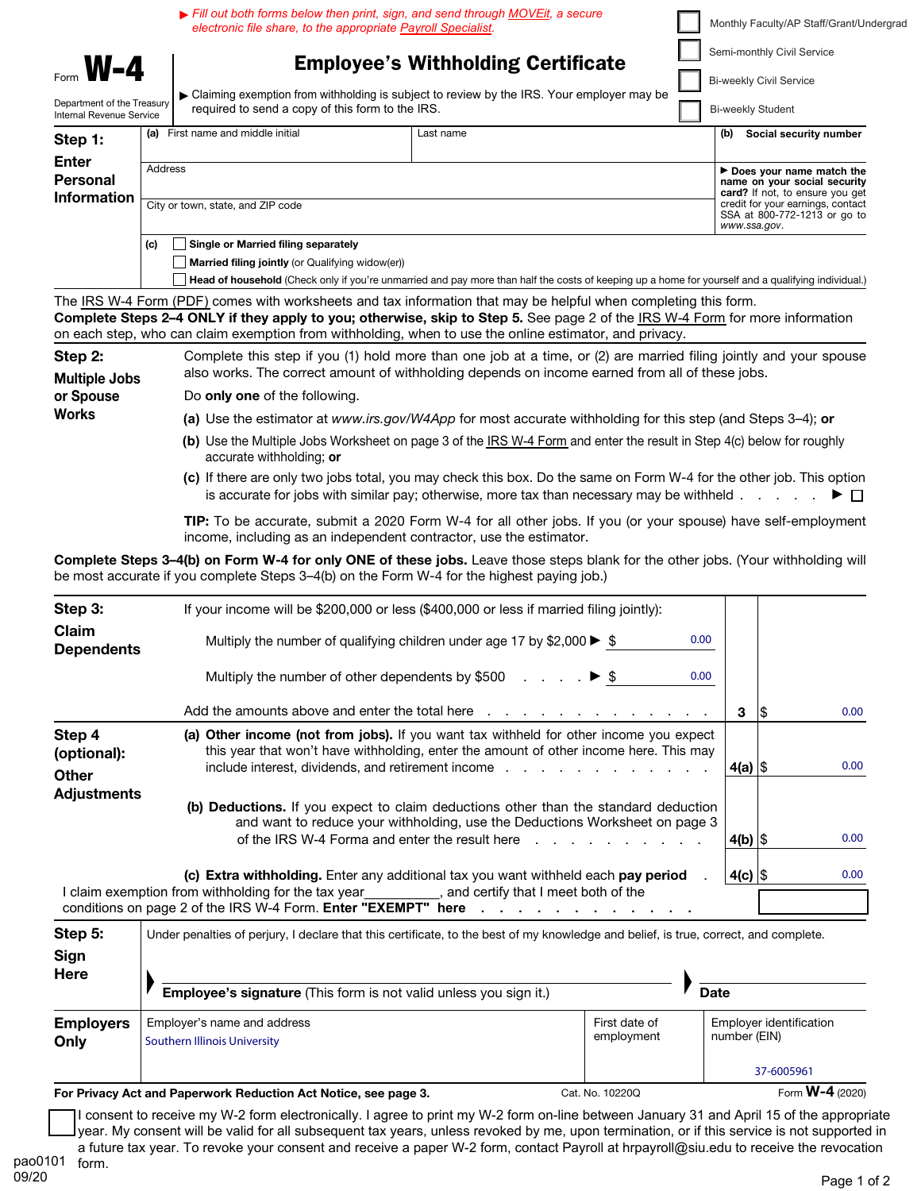▶ Fill out both forms below then print, sign, and send through MOVEit, a secure electronic file share, to the appropriate Payroll Specialist.

☐ Monthly Faculty/AP Staff/Grant/Undergrad
☐ Semi-monthly Civil Service
☐ Bi-weekly Civil Service
☐ Bi-weekly Student

Form **W-4**

Department of the Treasury
Internal Revenue Service

# Employee's Withholding Certificate

▶ Claiming exemption from withholding is subject to review by the IRS. Your employer may be required to send a copy of this form to the IRS.

## Step 1: Enter Personal Information

**(a)** First name and middle initial | Last name | **(b) Social security number**

Address

City or town, state, and ZIP code

▶ **Does your name match the name on your social security card?** If not, to ensure you get credit for your earnings, contact SSA at 800-772-1213 or go to *www.ssa.gov*.

**(c)**
☐ **Single or Married filing separately**
☐ **Married filing jointly** (or Qualifying widow(er))
☐ **Head of household** (Check only if you're unmarried and pay more than half the costs of keeping up a home for yourself and a qualifying individual.)

The IRS W-4 Form (PDF) comes with worksheets and tax information that may be helpful when completing this form.
**Complete Steps 2–4 ONLY if they apply to you; otherwise, skip to Step 5.** See page 2 of the IRS W-4 Form for more information on each step, who can claim exemption from withholding, when to use the online estimator, and privacy.

## Step 2: Multiple Jobs or Spouse Works

Complete this step if you (1) hold more than one job at a time, or (2) are married filing jointly and your spouse also works. The correct amount of withholding depends on income earned from all of these jobs.

Do **only one** of the following.

**(a)** Use the estimator at *www.irs.gov/W4App* for most accurate withholding for this step (and Steps 3–4); **or**

**(b)** Use the Multiple Jobs Worksheet on page 3 of the IRS W-4 Form and enter the result in Step 4(c) below for roughly accurate withholding; **or**

**(c)** If there are only two jobs total, you may check this box. Do the same on Form W-4 for the other job. This option is accurate for jobs with similar pay; otherwise, more tax than necessary may be withheld . . . . . ▶ ☐

**TIP:** To be accurate, submit a 2020 Form W-4 for all other jobs. If you (or your spouse) have self-employment income, including as an independent contractor, use the estimator.

**Complete Steps 3–4(b) on Form W-4 for only ONE of these jobs.** Leave those steps blank for the other jobs. (Your withholding will be most accurate if you complete Steps 3–4(b) on the Form W-4 for the highest paying job.)

## Step 3: Claim Dependents

If your income will be $200,000 or less ($400,000 or less if married filing jointly):

Multiply the number of qualifying children under age 17 by $2,000 ▶ $ 0.00

Multiply the number of other dependents by $500 . . . . ▶ $ 0.00

Add the amounts above and enter the total here . . . . . . . . . . . . . . | **3** | $ 0.00

## Step 4 (optional): Other Adjustments

**(a) Other income (not from jobs).** If you want tax withheld for other income you expect this year that won't have withholding, enter the amount of other income here. This may include interest, dividends, and retirement income . . . . . . . . . . . . | **4(a)** | $ 0.00

**(b) Deductions.** If you expect to claim deductions other than the standard deduction and want to reduce your withholding, use the Deductions Worksheet on page 3 of the IRS W-4 Forma and enter the result here . . . . . . . . . . . | **4(b)** | $ 0.00

**(c) Extra withholding.** Enter any additional tax you want withheld each **pay period** . | **4(c)** | $ 0.00

I claim exemption from withholding for the tax year__________, and certify that I meet both of the conditions on page 2 of the IRS W-4 Form. **Enter "EXEMPT" here** . . . . . . . . . . . . . .

## Step 5: Sign Here

Under penalties of perjury, I declare that this certificate, to the best of my knowledge and belief, is true, correct, and complete.

▶ **Employee's signature** (This form is not valid unless you sign it.) ▶ **Date**

## Employers Only

| Employer's name and address | First date of employment | Employer identification number (EIN) |
| --- | --- | --- |
| Southern Illinois University | | 37-6005961 |

**For Privacy Act and Paperwork Reduction Act Notice, see page 3.** Cat. No. 10220Q Form **W-4** (2020)

☐ I consent to receive my W-2 form electronically. I agree to print my W-2 form on-line between January 31 and April 15 of the appropriate year. My consent will be valid for all subsequent tax years, unless revoked by me, upon termination, or if this service is not supported in a future tax year. To revoke your consent and receive a paper W-2 form, contact Payroll at hrpayroll@siu.edu to receive the revocation form.

pao0101
09/20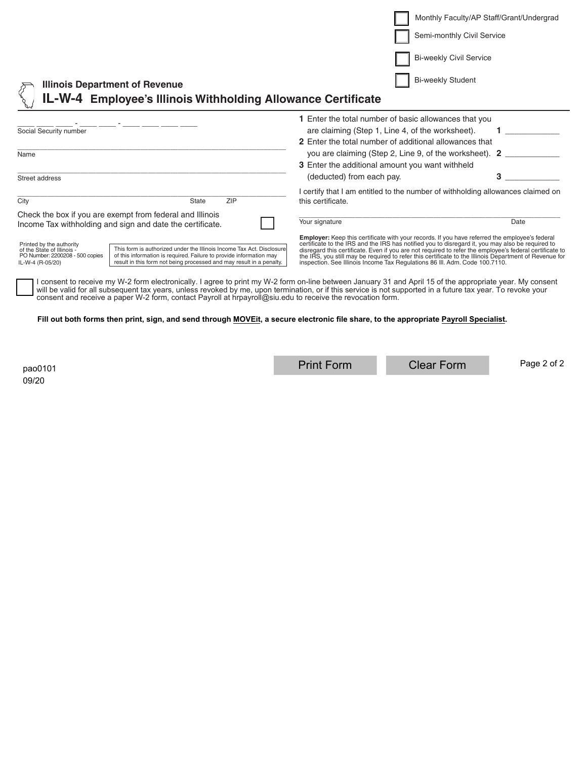☐ Monthly Faculty/AP Staff/Grant/Undergrad

☐ Semi-monthly Civil Service

☐ Bi-weekly Civil Service

☐ Bi-weekly Student

Illinois Department of Revenue

# IL-W-4 Employee's Illinois Withholding Allowance Certificate

____ ____ ____ - ____ ____ - ____ ____ ____ ____
Social Security number

Name

Street address

City State ZIP

Check the box if you are exempt from federal and Illinois Income Tax withholding and sign and date the certificate. ☐

**1** Enter the total number of basic allowances that you are claiming (Step 1, Line 4, of the worksheet). **1** ____________

**2** Enter the total number of additional allowances that you are claiming (Step 2, Line 9, of the worksheet). **2** ____________

**3** Enter the additional amount you want withheld (deducted) from each pay. **3** ____________

I certify that I am entitled to the number of withholding allowances claimed on this certificate.

Your signature Date

**Employer:** Keep this certificate with your records. If you have referred the employee's federal certificate to the IRS and the IRS has notified you to disregard it, you may also be required to disregard this certificate. Even if you are not required to refer the employee's federal certificate to the IRS, you still may be required to refer this certificate to the Illinois Department of Revenue for inspection. See Illinois Income Tax Regulations 86 Ill. Adm. Code 100.7110.

Printed by the authority of the State of Illinois - PO Number: 2200208 - 500 copies
IL-W-4 (R-05/20)

This form is authorized under the Illinois Income Tax Act. Disclosure of this information is required. Failure to provide information may result in this form not being processed and may result in a penalty.

☐ I consent to receive my W-2 form electronically. I agree to print my W-2 form on-line between January 31 and April 15 of the appropriate year. My consent will be valid for all subsequent tax years, unless revoked by me, upon termination, or if this service is not supported in a future tax year. To revoke your consent and receive a paper W-2 form, contact Payroll at hrpayroll@siu.edu to receive the revocation form.

**Fill out both forms then print, sign, and send through MOVEit, a secure electronic file share, to the appropriate Payroll Specialist.**

Print Form Clear Form

pao0101
09/20